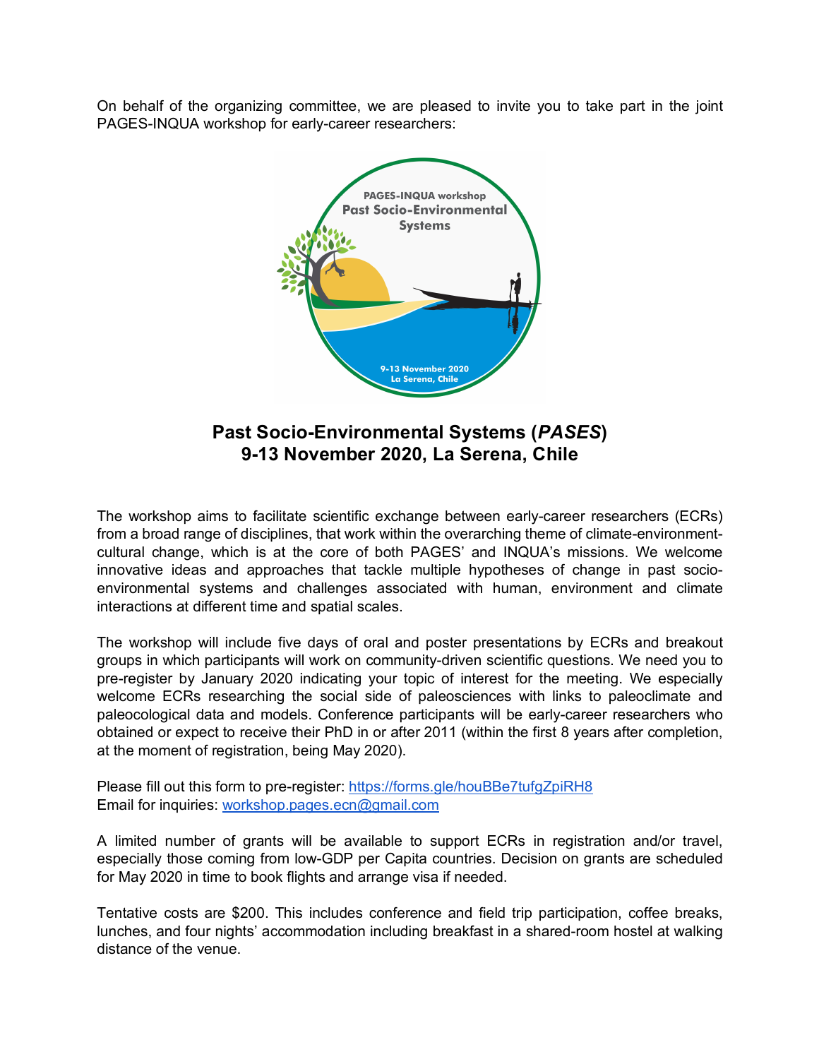On behalf of the organizing committee, we are pleased to invite you to take part in the joint PAGES-INQUA workshop for early-career researchers:

# Past Socio-Environmental Systems (*PASES*)
## 9-13 November 2020, La Serena, Chile

The workshop aims to facilitate scientific exchange between early-career researchers (ECRs) from a broad range of disciplines, that work within the overarching theme of climate-environment-cultural change, which is at the core of both PAGES' and INQUA's missions. We welcome innovative ideas and approaches that tackle multiple hypotheses of change in past socio-environmental systems and challenges associated with human, environment and climate interactions at different time and spatial scales.

The workshop will include five days of oral and poster presentations by ECRs and breakout groups in which participants will work on community-driven scientific questions. We need you to pre-register by January 2020 indicating your topic of interest for the meeting. We especially welcome ECRs researching the social side of paleosciences with links to paleoclimate and paleocological data and models. Conference participants will be early-career researchers who obtained or expect to receive their PhD in or after 2011 (within the first 8 years after completion, at the moment of registration, being May 2020).

Please fill out this form to pre-register: [https://forms.gle/houBBe7tufgZpiRH8](https://forms.gle/houBBe7tufgZpiRH8)
Email for inquiries: [workshop.pages.ecn@gmail.com](mailto:workshop.pages.ecn@gmail.com)

A limited number of grants will be available to support ECRs in registration and/or travel, especially those coming from low-GDP per Capita countries. Decision on grants are scheduled for May 2020 in time to book flights and arrange visa if needed.

Tentative costs are $200. This includes conference and field trip participation, coffee breaks, lunches, and four nights' accommodation including breakfast in a shared-room hostel at walking distance of the venue.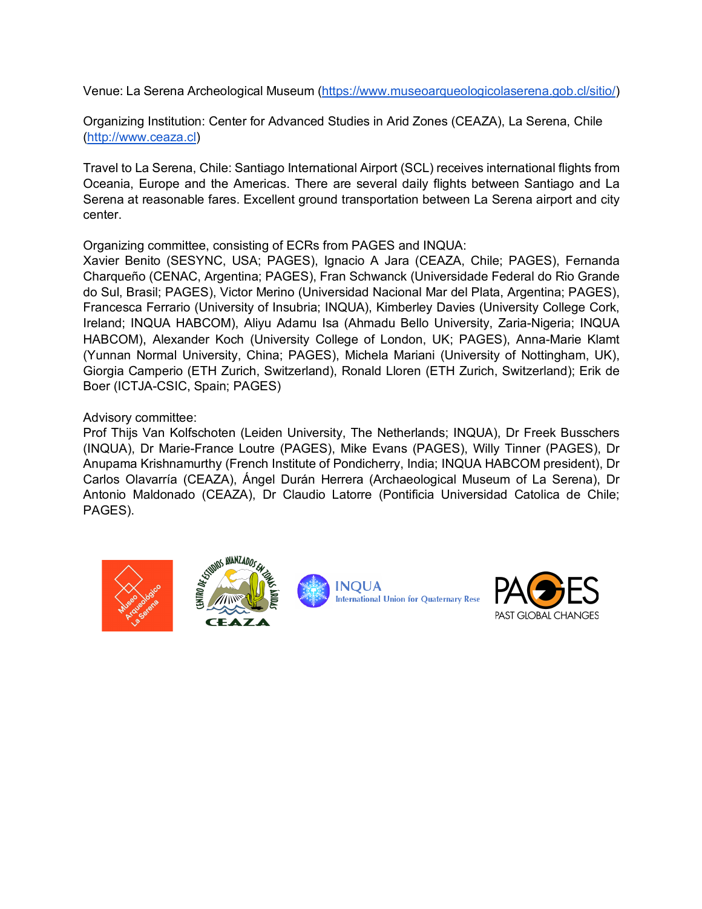Venue: La Serena Archeological Museum (https://www.museoarqueologicolaserena.gob.cl/sitio/)

Organizing Institution: Center for Advanced Studies in Arid Zones (CEAZA), La Serena, Chile (http://www.ceaza.cl)

Travel to La Serena, Chile: Santiago International Airport (SCL) receives international flights from Oceania, Europe and the Americas. There are several daily flights between Santiago and La Serena at reasonable fares. Excellent ground transportation between La Serena airport and city center.

Organizing committee, consisting of ECRs from PAGES and INQUA:
Xavier Benito (SESYNC, USA; PAGES), Ignacio A Jara (CEAZA, Chile; PAGES), Fernanda Charqueño (CENAC, Argentina; PAGES), Fran Schwanck (Universidade Federal do Rio Grande do Sul, Brasil; PAGES), Victor Merino (Universidad Nacional Mar del Plata, Argentina; PAGES), Francesca Ferrario (University of Insubria; INQUA), Kimberley Davies (University College Cork, Ireland; INQUA HABCOM), Aliyu Adamu Isa (Ahmadu Bello University, Zaria-Nigeria; INQUA HABCOM), Alexander Koch (University College of London, UK; PAGES), Anna-Marie Klamt (Yunnan Normal University, China; PAGES), Michela Mariani (University of Nottingham, UK), Giorgia Camperio (ETH Zurich, Switzerland), Ronald Lloren (ETH Zurich, Switzerland); Erik de Boer (ICTJA-CSIC, Spain; PAGES)

Advisory committee:
Prof Thijs Van Kolfschoten (Leiden University, The Netherlands; INQUA), Dr Freek Busschers (INQUA), Dr Marie-France Loutre (PAGES), Mike Evans (PAGES), Willy Tinner (PAGES), Dr Anupama Krishnamurthy (French Institute of Pondicherry, India; INQUA HABCOM president), Dr Carlos Olavarría (CEAZA), Ángel Durán Herrera (Archaeological Museum of La Serena), Dr Antonio Maldonado (CEAZA), Dr Claudio Latorre (Pontificia Universidad Catolica de Chile; PAGES).